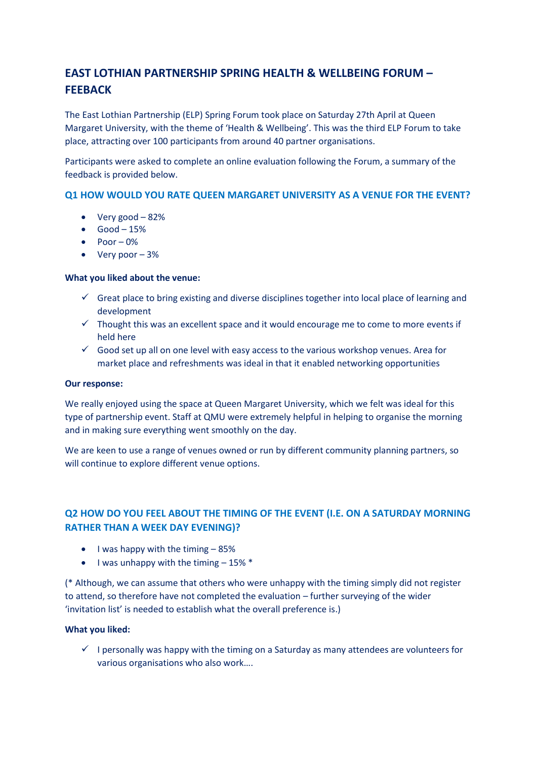# EAST LOTHIAN PARTNERSHIP SPRING HEALTH & WELLBEING FORUM – FEEBACK

The East Lothian Partnership (ELP) Spring Forum took place on Saturday 27th April at Queen Margaret University, with the theme of 'Health & Wellbeing'. This was the third ELP Forum to take place, attracting over 100 participants from around 40 partner organisations.

Participants were asked to complete an online evaluation following the Forum, a summary of the feedback is provided below.

## Q1 HOW WOULD YOU RATE QUEEN MARGARET UNIVERSITY AS A VENUE FOR THE EVENT?

- Very good – 82%
- Good – 15%
- Poor – 0%
- Very poor – 3%

**What you liked about the venue:**

- ✓ Great place to bring existing and diverse disciplines together into local place of learning and development
- ✓ Thought this was an excellent space and it would encourage me to come to more events if held here
- ✓ Good set up all on one level with easy access to the various workshop venues. Area for market place and refreshments was ideal in that it enabled networking opportunities

**Our response:**

We really enjoyed using the space at Queen Margaret University, which we felt was ideal for this type of partnership event. Staff at QMU were extremely helpful in helping to organise the morning and in making sure everything went smoothly on the day.

We are keen to use a range of venues owned or run by different community planning partners, so will continue to explore different venue options.

## Q2 HOW DO YOU FEEL ABOUT THE TIMING OF THE EVENT (I.E. ON A SATURDAY MORNING RATHER THAN A WEEK DAY EVENING)?

- I was happy with the timing – 85%
- I was unhappy with the timing – 15% *

(* Although, we can assume that others who were unhappy with the timing simply did not register to attend, so therefore have not completed the evaluation – further surveying of the wider 'invitation list' is needed to establish what the overall preference is.)

**What you liked:**

- ✓ I personally was happy with the timing on a Saturday as many attendees are volunteers for various organisations who also work….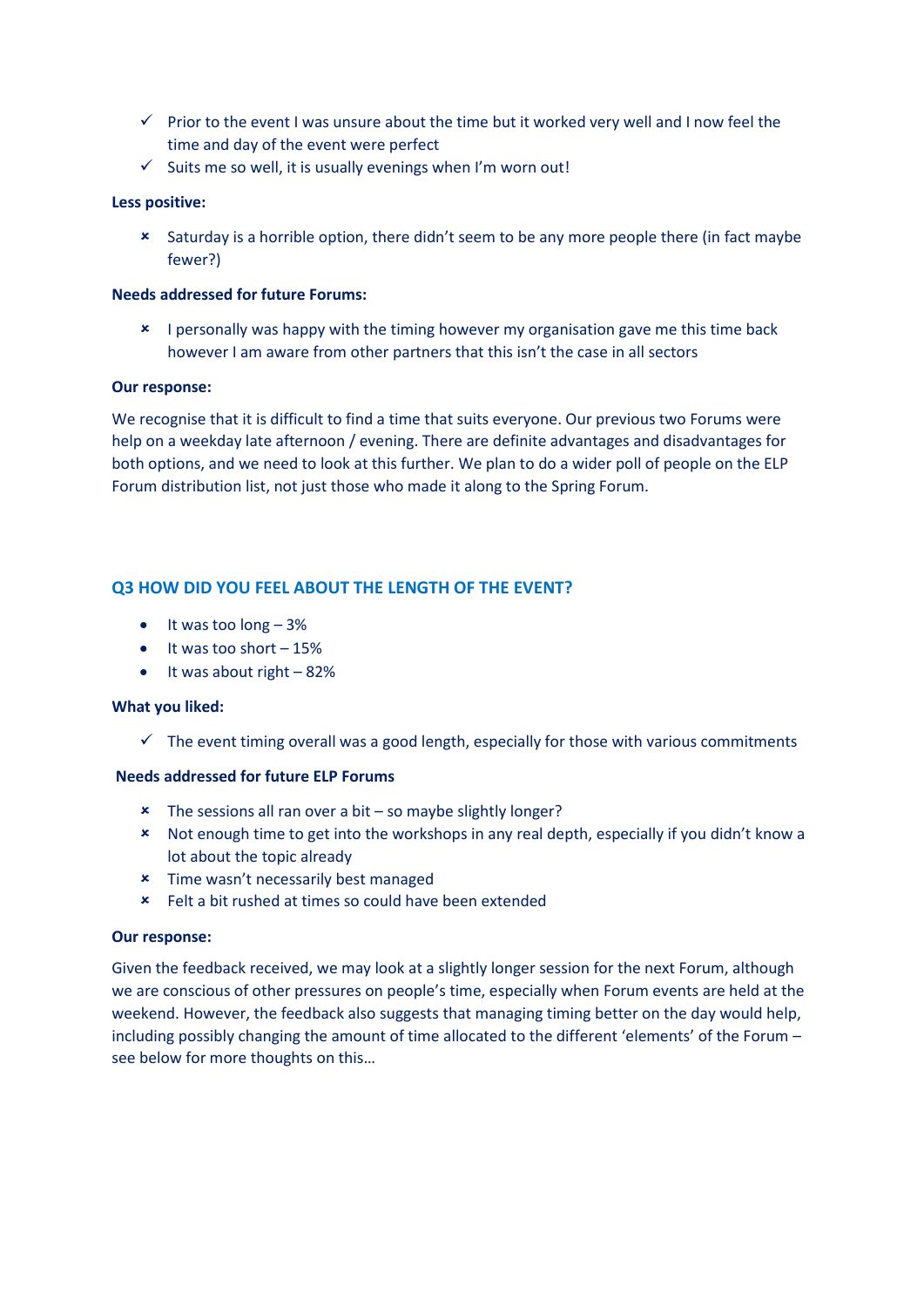- ✓ Prior to the event I was unsure about the time but it worked very well and I now feel the time and day of the event were perfect
- ✓ Suits me so well, it is usually evenings when I'm worn out!

**Less positive:**

- ✗ Saturday is a horrible option, there didn't seem to be any more people there (in fact maybe fewer?)

**Needs addressed for future Forums:**

- ✗ I personally was happy with the timing however my organisation gave me this time back however I am aware from other partners that this isn't the case in all sectors

**Our response:**

We recognise that it is difficult to find a time that suits everyone. Our previous two Forums were help on a weekday late afternoon / evening. There are definite advantages and disadvantages for both options, and we need to look at this further. We plan to do a wider poll of people on the ELP Forum distribution list, not just those who made it along to the Spring Forum.

## Q3 HOW DID YOU FEEL ABOUT THE LENGTH OF THE EVENT?

- It was too long – 3%
- It was too short – 15%
- It was about right – 82%

**What you liked:**

- ✓ The event timing overall was a good length, especially for those with various commitments

**Needs addressed for future ELP Forums**

- ✗ The sessions all ran over a bit – so maybe slightly longer?
- ✗ Not enough time to get into the workshops in any real depth, especially if you didn't know a lot about the topic already
- ✗ Time wasn't necessarily best managed
- ✗ Felt a bit rushed at times so could have been extended

**Our response:**

Given the feedback received, we may look at a slightly longer session for the next Forum, although we are conscious of other pressures on people's time, especially when Forum events are held at the weekend. However, the feedback also suggests that managing timing better on the day would help, including possibly changing the amount of time allocated to the different 'elements' of the Forum – see below for more thoughts on this…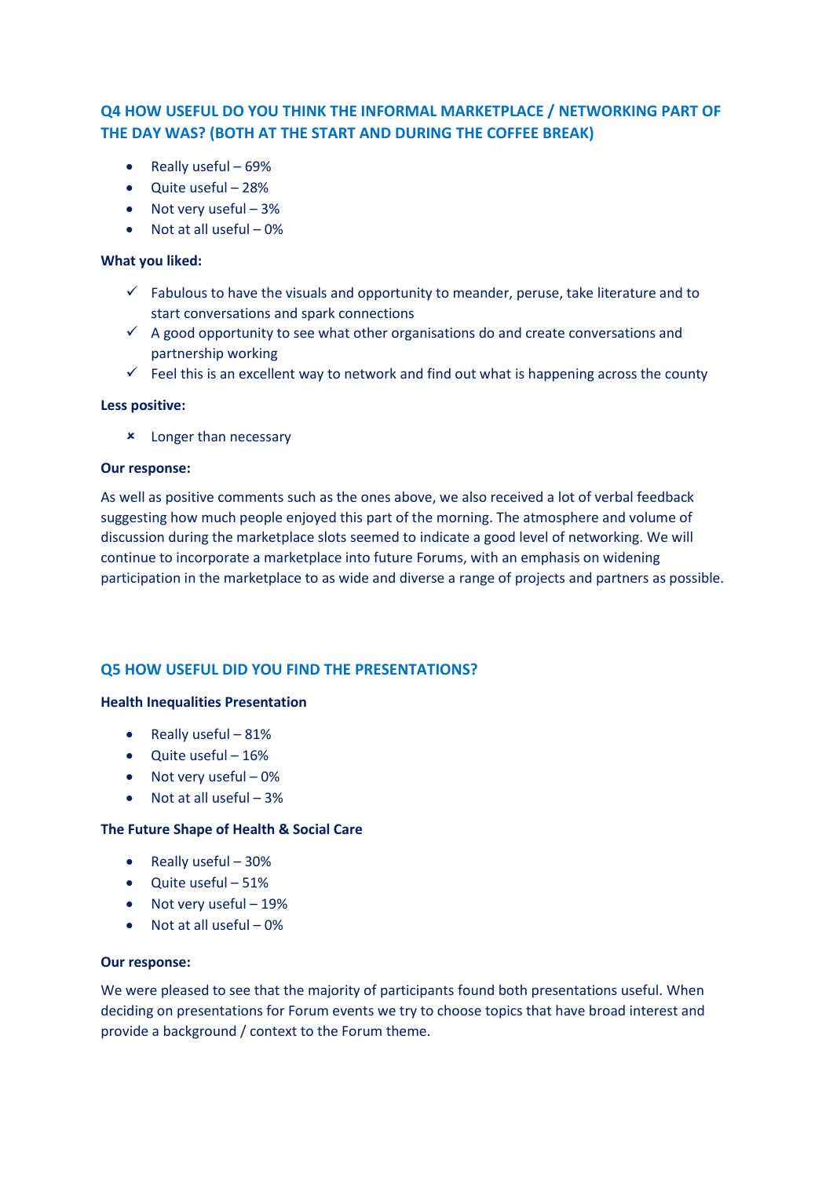## Q4 HOW USEFUL DO YOU THINK THE INFORMAL MARKETPLACE / NETWORKING PART OF THE DAY WAS? (BOTH AT THE START AND DURING THE COFFEE BREAK)

- Really useful – 69%
- Quite useful – 28%
- Not very useful – 3%
- Not at all useful – 0%

**What you liked:**

- ✓ Fabulous to have the visuals and opportunity to meander, peruse, take literature and to start conversations and spark connections
- ✓ A good opportunity to see what other organisations do and create conversations and partnership working
- ✓ Feel this is an excellent way to network and find out what is happening across the county

**Less positive:**

- × Longer than necessary

**Our response:**

As well as positive comments such as the ones above, we also received a lot of verbal feedback suggesting how much people enjoyed this part of the morning. The atmosphere and volume of discussion during the marketplace slots seemed to indicate a good level of networking. We will continue to incorporate a marketplace into future Forums, with an emphasis on widening participation in the marketplace to as wide and diverse a range of projects and partners as possible.

## Q5 HOW USEFUL DID YOU FIND THE PRESENTATIONS?

**Health Inequalities Presentation**

- Really useful – 81%
- Quite useful – 16%
- Not very useful – 0%
- Not at all useful – 3%

**The Future Shape of Health & Social Care**

- Really useful – 30%
- Quite useful – 51%
- Not very useful – 19%
- Not at all useful – 0%

**Our response:**

We were pleased to see that the majority of participants found both presentations useful. When deciding on presentations for Forum events we try to choose topics that have broad interest and provide a background / context to the Forum theme.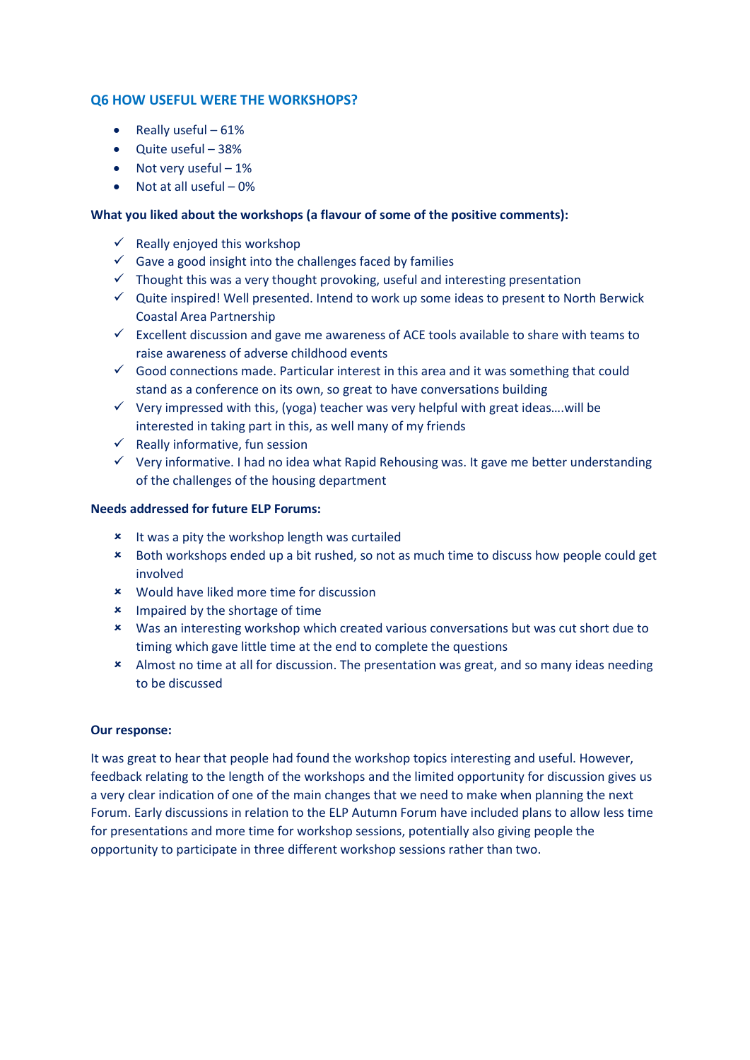## Q6 HOW USEFUL WERE THE WORKSHOPS?

- Really useful – 61%
- Quite useful – 38%
- Not very useful – 1%
- Not at all useful – 0%

**What you liked about the workshops (a flavour of some of the positive comments):**

- ✓ Really enjoyed this workshop
- ✓ Gave a good insight into the challenges faced by families
- ✓ Thought this was a very thought provoking, useful and interesting presentation
- ✓ Quite inspired! Well presented. Intend to work up some ideas to present to North Berwick Coastal Area Partnership
- ✓ Excellent discussion and gave me awareness of ACE tools available to share with teams to raise awareness of adverse childhood events
- ✓ Good connections made. Particular interest in this area and it was something that could stand as a conference on its own, so great to have conversations building
- ✓ Very impressed with this, (yoga) teacher was very helpful with great ideas….will be interested in taking part in this, as well many of my friends
- ✓ Really informative, fun session
- ✓ Very informative. I had no idea what Rapid Rehousing was. It gave me better understanding of the challenges of the housing department

**Needs addressed for future ELP Forums:**

- ✗ It was a pity the workshop length was curtailed
- ✗ Both workshops ended up a bit rushed, so not as much time to discuss how people could get involved
- ✗ Would have liked more time for discussion
- ✗ Impaired by the shortage of time
- ✗ Was an interesting workshop which created various conversations but was cut short due to timing which gave little time at the end to complete the questions
- ✗ Almost no time at all for discussion. The presentation was great, and so many ideas needing to be discussed

**Our response:**

It was great to hear that people had found the workshop topics interesting and useful. However, feedback relating to the length of the workshops and the limited opportunity for discussion gives us a very clear indication of one of the main changes that we need to make when planning the next Forum. Early discussions in relation to the ELP Autumn Forum have included plans to allow less time for presentations and more time for workshop sessions, potentially also giving people the opportunity to participate in three different workshop sessions rather than two.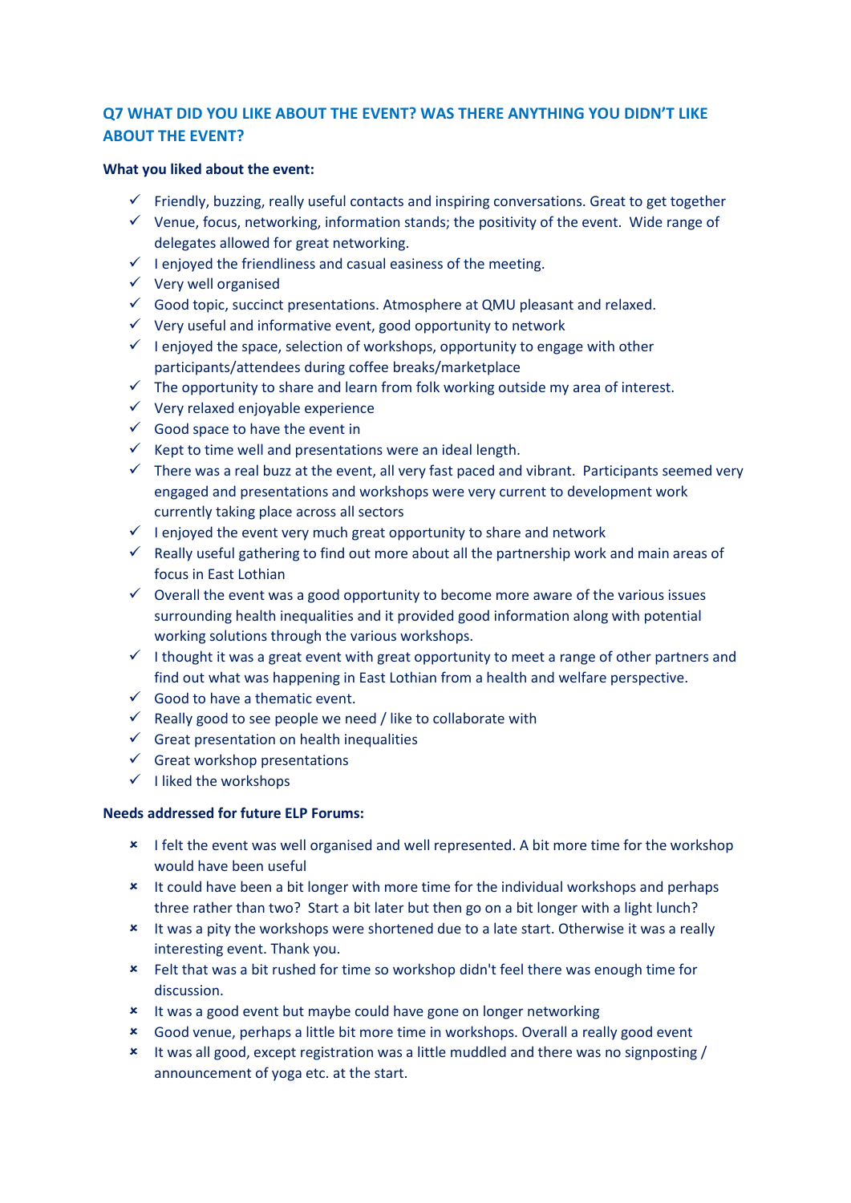## Q7 WHAT DID YOU LIKE ABOUT THE EVENT? WAS THERE ANYTHING YOU DIDN'T LIKE ABOUT THE EVENT?

**What you liked about the event:**

- ✓ Friendly, buzzing, really useful contacts and inspiring conversations. Great to get together
- ✓ Venue, focus, networking, information stands; the positivity of the event. Wide range of delegates allowed for great networking.
- ✓ I enjoyed the friendliness and casual easiness of the meeting.
- ✓ Very well organised
- ✓ Good topic, succinct presentations. Atmosphere at QMU pleasant and relaxed.
- ✓ Very useful and informative event, good opportunity to network
- ✓ I enjoyed the space, selection of workshops, opportunity to engage with other participants/attendees during coffee breaks/marketplace
- ✓ The opportunity to share and learn from folk working outside my area of interest.
- ✓ Very relaxed enjoyable experience
- ✓ Good space to have the event in
- ✓ Kept to time well and presentations were an ideal length.
- ✓ There was a real buzz at the event, all very fast paced and vibrant. Participants seemed very engaged and presentations and workshops were very current to development work currently taking place across all sectors
- ✓ I enjoyed the event very much great opportunity to share and network
- ✓ Really useful gathering to find out more about all the partnership work and main areas of focus in East Lothian
- ✓ Overall the event was a good opportunity to become more aware of the various issues surrounding health inequalities and it provided good information along with potential working solutions through the various workshops.
- ✓ I thought it was a great event with great opportunity to meet a range of other partners and find out what was happening in East Lothian from a health and welfare perspective.
- ✓ Good to have a thematic event.
- ✓ Really good to see people we need / like to collaborate with
- ✓ Great presentation on health inequalities
- ✓ Great workshop presentations
- ✓ I liked the workshops

**Needs addressed for future ELP Forums:**

- × I felt the event was well organised and well represented. A bit more time for the workshop would have been useful
- × It could have been a bit longer with more time for the individual workshops and perhaps three rather than two? Start a bit later but then go on a bit longer with a light lunch?
- × It was a pity the workshops were shortened due to a late start. Otherwise it was a really interesting event. Thank you.
- × Felt that was a bit rushed for time so workshop didn't feel there was enough time for discussion.
- × It was a good event but maybe could have gone on longer networking
- × Good venue, perhaps a little bit more time in workshops. Overall a really good event
- × It was all good, except registration was a little muddled and there was no signposting / announcement of yoga etc. at the start.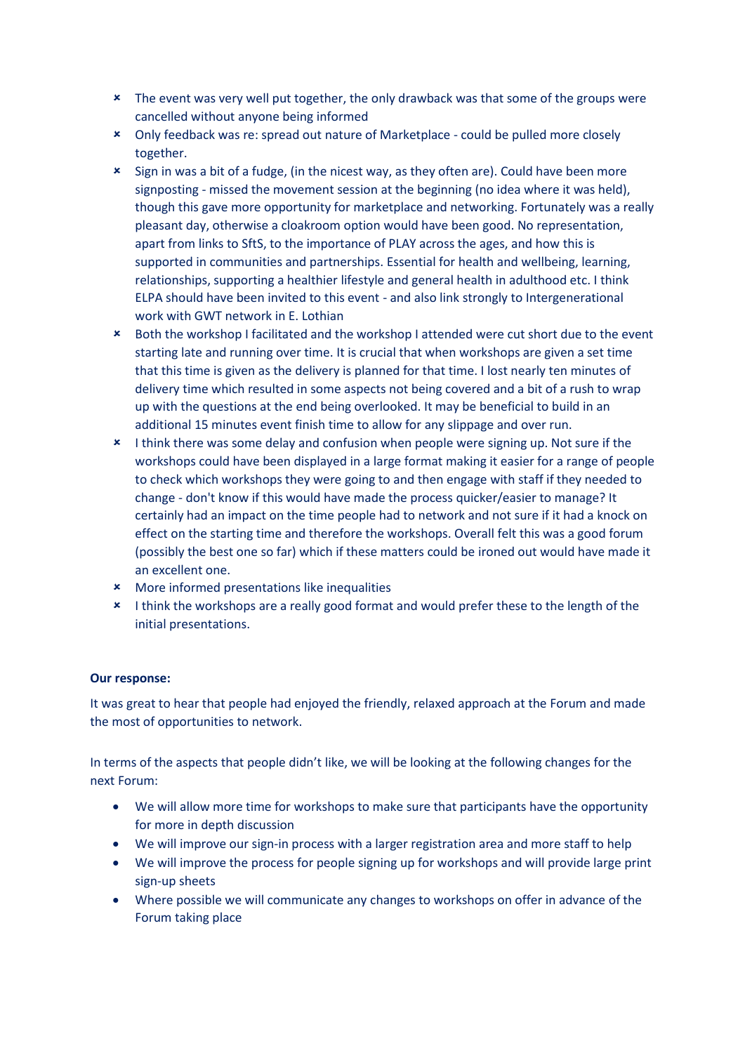- The event was very well put together, the only drawback was that some of the groups were cancelled without anyone being informed
- Only feedback was re: spread out nature of Marketplace - could be pulled more closely together.
- Sign in was a bit of a fudge, (in the nicest way, as they often are). Could have been more signposting - missed the movement session at the beginning (no idea where it was held), though this gave more opportunity for marketplace and networking. Fortunately was a really pleasant day, otherwise a cloakroom option would have been good. No representation, apart from links to SftS, to the importance of PLAY across the ages, and how this is supported in communities and partnerships. Essential for health and wellbeing, learning, relationships, supporting a healthier lifestyle and general health in adulthood etc. I think ELPA should have been invited to this event - and also link strongly to Intergenerational work with GWT network in E. Lothian
- Both the workshop I facilitated and the workshop I attended were cut short due to the event starting late and running over time. It is crucial that when workshops are given a set time that this time is given as the delivery is planned for that time. I lost nearly ten minutes of delivery time which resulted in some aspects not being covered and a bit of a rush to wrap up with the questions at the end being overlooked. It may be beneficial to build in an additional 15 minutes event finish time to allow for any slippage and over run.
- I think there was some delay and confusion when people were signing up. Not sure if the workshops could have been displayed in a large format making it easier for a range of people to check which workshops they were going to and then engage with staff if they needed to change - don't know if this would have made the process quicker/easier to manage? It certainly had an impact on the time people had to network and not sure if it had a knock on effect on the starting time and therefore the workshops. Overall felt this was a good forum (possibly the best one so far) which if these matters could be ironed out would have made it an excellent one.
- More informed presentations like inequalities
- I think the workshops are a really good format and would prefer these to the length of the initial presentations.

**Our response:**

It was great to hear that people had enjoyed the friendly, relaxed approach at the Forum and made the most of opportunities to network.

In terms of the aspects that people didn't like, we will be looking at the following changes for the next Forum:

- We will allow more time for workshops to make sure that participants have the opportunity for more in depth discussion
- We will improve our sign-in process with a larger registration area and more staff to help
- We will improve the process for people signing up for workshops and will provide large print sign-up sheets
- Where possible we will communicate any changes to workshops on offer in advance of the Forum taking place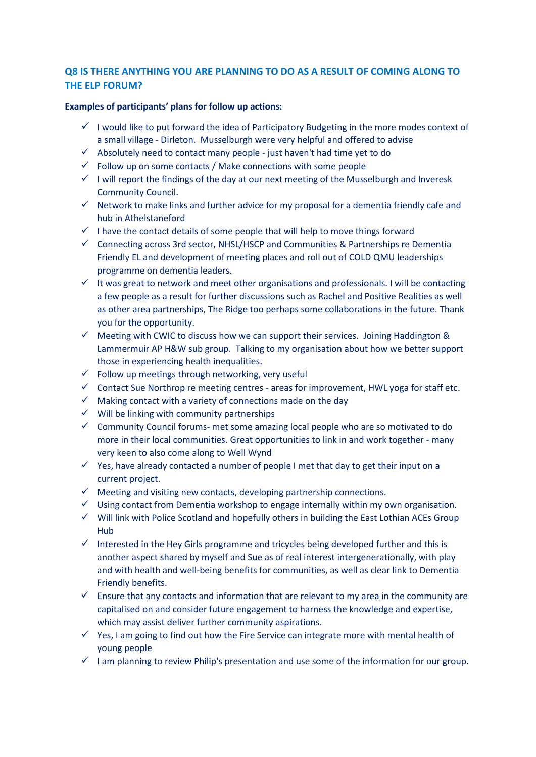## Q8 IS THERE ANYTHING YOU ARE PLANNING TO DO AS A RESULT OF COMING ALONG TO THE ELP FORUM?

**Examples of participants' plans for follow up actions:**

- ✓ I would like to put forward the idea of Participatory Budgeting in the more modes context of a small village - Dirleton. Musselburgh were very helpful and offered to advise
- ✓ Absolutely need to contact many people - just haven't had time yet to do
- ✓ Follow up on some contacts / Make connections with some people
- ✓ I will report the findings of the day at our next meeting of the Musselburgh and Inveresk Community Council.
- ✓ Network to make links and further advice for my proposal for a dementia friendly cafe and hub in Athelstaneford
- ✓ I have the contact details of some people that will help to move things forward
- ✓ Connecting across 3rd sector, NHSL/HSCP and Communities & Partnerships re Dementia Friendly EL and development of meeting places and roll out of COLD QMU leaderships programme on dementia leaders.
- ✓ It was great to network and meet other organisations and professionals. I will be contacting a few people as a result for further discussions such as Rachel and Positive Realities as well as other area partnerships, The Ridge too perhaps some collaborations in the future. Thank you for the opportunity.
- ✓ Meeting with CWIC to discuss how we can support their services. Joining Haddington & Lammermuir AP H&W sub group. Talking to my organisation about how we better support those in experiencing health inequalities.
- ✓ Follow up meetings through networking, very useful
- ✓ Contact Sue Northrop re meeting centres - areas for improvement, HWL yoga for staff etc.
- ✓ Making contact with a variety of connections made on the day
- ✓ Will be linking with community partnerships
- ✓ Community Council forums- met some amazing local people who are so motivated to do more in their local communities. Great opportunities to link in and work together - many very keen to also come along to Well Wynd
- ✓ Yes, have already contacted a number of people I met that day to get their input on a current project.
- ✓ Meeting and visiting new contacts, developing partnership connections.
- ✓ Using contact from Dementia workshop to engage internally within my own organisation.
- ✓ Will link with Police Scotland and hopefully others in building the East Lothian ACEs Group Hub
- ✓ Interested in the Hey Girls programme and tricycles being developed further and this is another aspect shared by myself and Sue as of real interest intergenerationally, with play and with health and well-being benefits for communities, as well as clear link to Dementia Friendly benefits.
- ✓ Ensure that any contacts and information that are relevant to my area in the community are capitalised on and consider future engagement to harness the knowledge and expertise, which may assist deliver further community aspirations.
- ✓ Yes, I am going to find out how the Fire Service can integrate more with mental health of young people
- ✓ I am planning to review Philip's presentation and use some of the information for our group.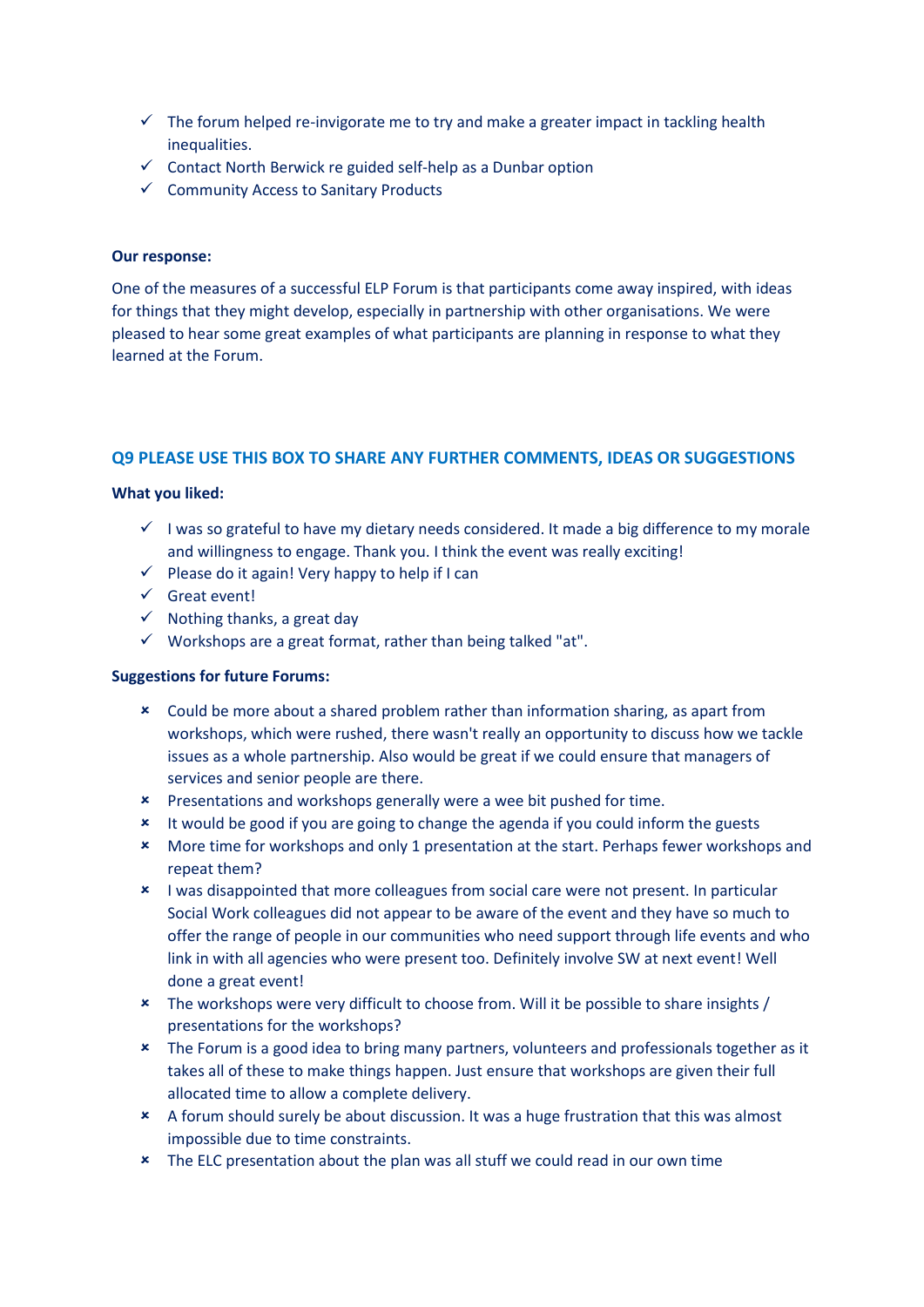- ✓ The forum helped re-invigorate me to try and make a greater impact in tackling health inequalities.
- ✓ Contact North Berwick re guided self-help as a Dunbar option
- ✓ Community Access to Sanitary Products

**Our response:**

One of the measures of a successful ELP Forum is that participants come away inspired, with ideas for things that they might develop, especially in partnership with other organisations. We were pleased to hear some great examples of what participants are planning in response to what they learned at the Forum.

## Q9 PLEASE USE THIS BOX TO SHARE ANY FURTHER COMMENTS, IDEAS OR SUGGESTIONS

**What you liked:**

- ✓ I was so grateful to have my dietary needs considered. It made a big difference to my morale and willingness to engage. Thank you. I think the event was really exciting!
- ✓ Please do it again! Very happy to help if I can
- ✓ Great event!
- ✓ Nothing thanks, a great day
- ✓ Workshops are a great format, rather than being talked "at".

**Suggestions for future Forums:**

- ✗ Could be more about a shared problem rather than information sharing, as apart from workshops, which were rushed, there wasn't really an opportunity to discuss how we tackle issues as a whole partnership. Also would be great if we could ensure that managers of services and senior people are there.
- ✗ Presentations and workshops generally were a wee bit pushed for time.
- ✗ It would be good if you are going to change the agenda if you could inform the guests
- ✗ More time for workshops and only 1 presentation at the start. Perhaps fewer workshops and repeat them?
- ✗ I was disappointed that more colleagues from social care were not present. In particular Social Work colleagues did not appear to be aware of the event and they have so much to offer the range of people in our communities who need support through life events and who link in with all agencies who were present too. Definitely involve SW at next event! Well done a great event!
- ✗ The workshops were very difficult to choose from. Will it be possible to share insights / presentations for the workshops?
- ✗ The Forum is a good idea to bring many partners, volunteers and professionals together as it takes all of these to make things happen. Just ensure that workshops are given their full allocated time to allow a complete delivery.
- ✗ A forum should surely be about discussion. It was a huge frustration that this was almost impossible due to time constraints.
- ✗ The ELC presentation about the plan was all stuff we could read in our own time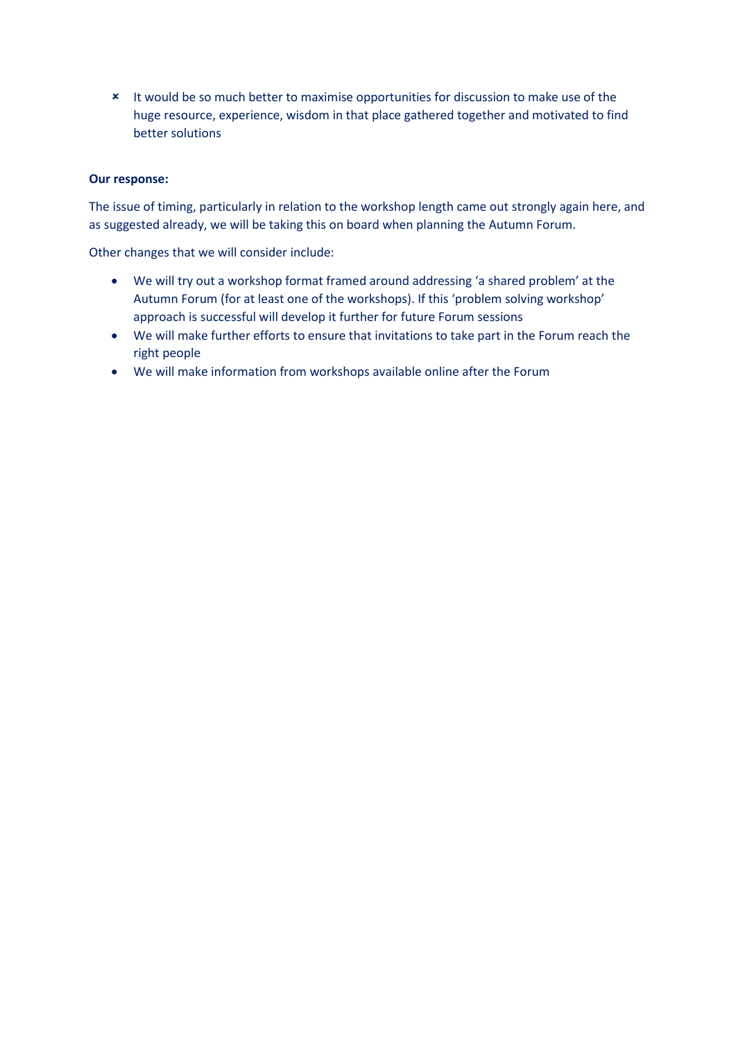- ✘ It would be so much better to maximise opportunities for discussion to make use of the huge resource, experience, wisdom in that place gathered together and motivated to find better solutions

**Our response:**

The issue of timing, particularly in relation to the workshop length came out strongly again here, and as suggested already, we will be taking this on board when planning the Autumn Forum.

Other changes that we will consider include:

- We will try out a workshop format framed around addressing 'a shared problem' at the Autumn Forum (for at least one of the workshops). If this 'problem solving workshop' approach is successful will develop it further for future Forum sessions
- We will make further efforts to ensure that invitations to take part in the Forum reach the right people
- We will make information from workshops available online after the Forum